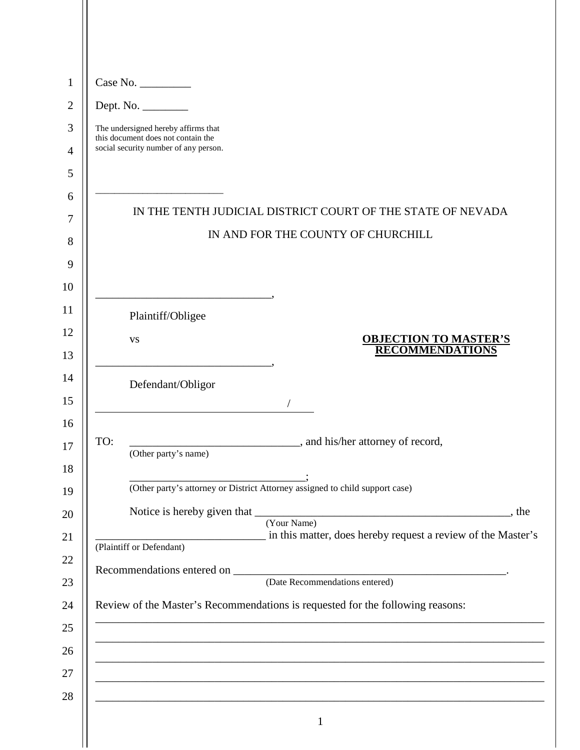Case No. _________

Dept. No. ________

The undersigned hereby affirms that this document does not contain the social security number of any person.

________________________

IN THE TENTH JUDICIAL DISTRICT COURT OF THE STATE OF NEVADA

IN AND FOR THE COUNTY OF CHURCHILL

________________________________,

Plaintiff/Obligee

vs

________________________________,

Defendant/Obligor

_______________________________________/

**OBJECTION TO MASTER'S RECOMMENDATIONS**

TO: ______________________________, and his/her attorney of record,
(Other party's name)

________________________________;
(Other party's attorney or District Attorney assigned to child support case)

Notice is hereby given that _______________________________________________, the
(Your Name)

______________________________ in this matter, does hereby request a review of the Master's
(Plaintiff or Defendant)

Recommendations entered on __________________________________________________.
(Date Recommendations entered)

Review of the Master's Recommendations is requested for the following reasons:

________________________________________________________________________________

________________________________________________________________________________

________________________________________________________________________________

________________________________________________________________________________

________________________________________________________________________________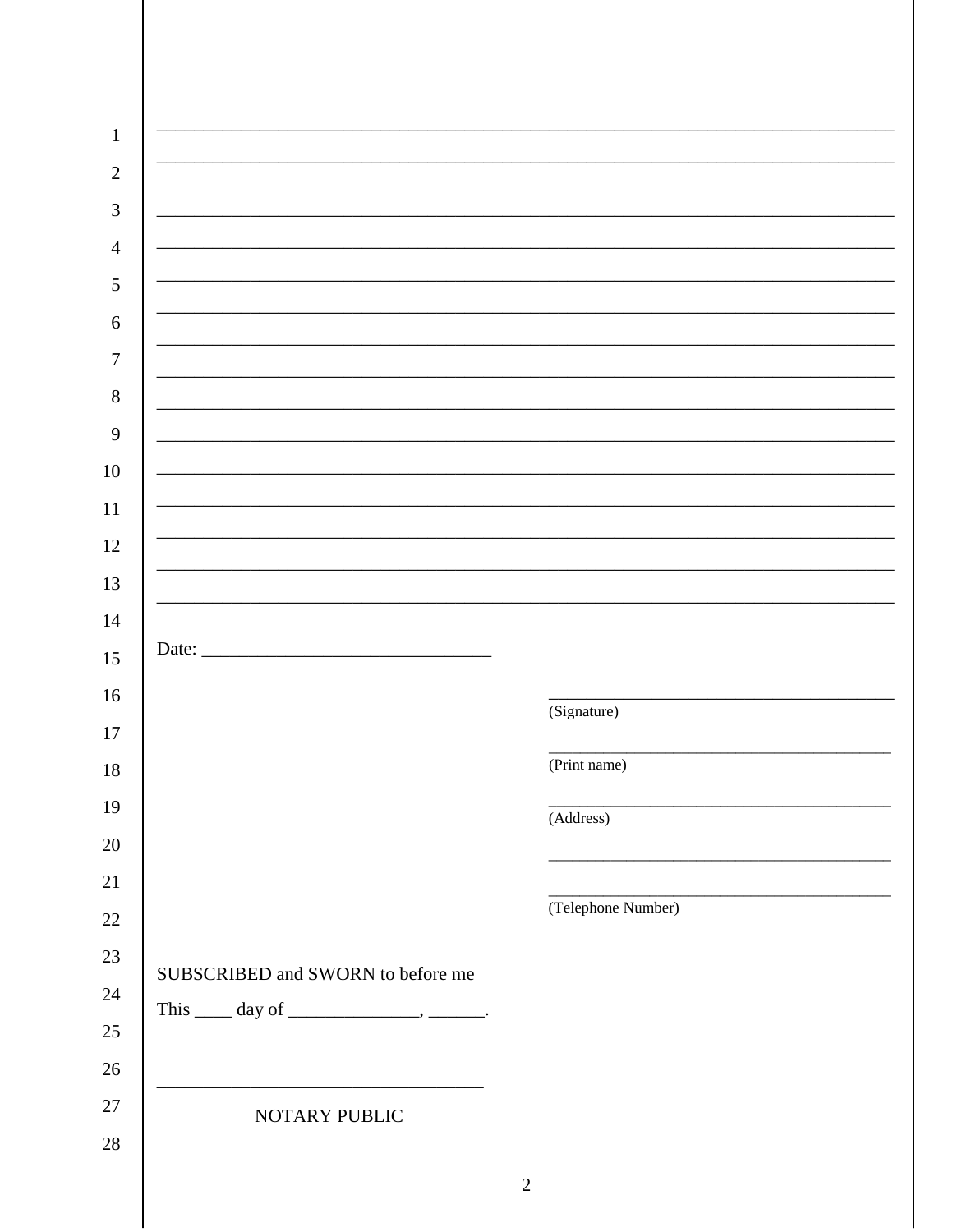______________________________________________________________________________

______________________________________________________________________________

______________________________________________________________________________

______________________________________________________________________________

______________________________________________________________________________

______________________________________________________________________________

______________________________________________________________________________

______________________________________________________________________________

______________________________________________________________________________

______________________________________________________________________________

______________________________________________________________________________

______________________________________________________________________________

______________________________________________________________________________

______________________________________________________________________________

Date: ______________________________

________________________________________
(Signature)

________________________________________
(Print name)

________________________________________
(Address)

________________________________________

________________________________________
(Telephone Number)

SUBSCRIBED and SWORN to before me

This ____ day of ______________, ______.

__________________________________
NOTARY PUBLIC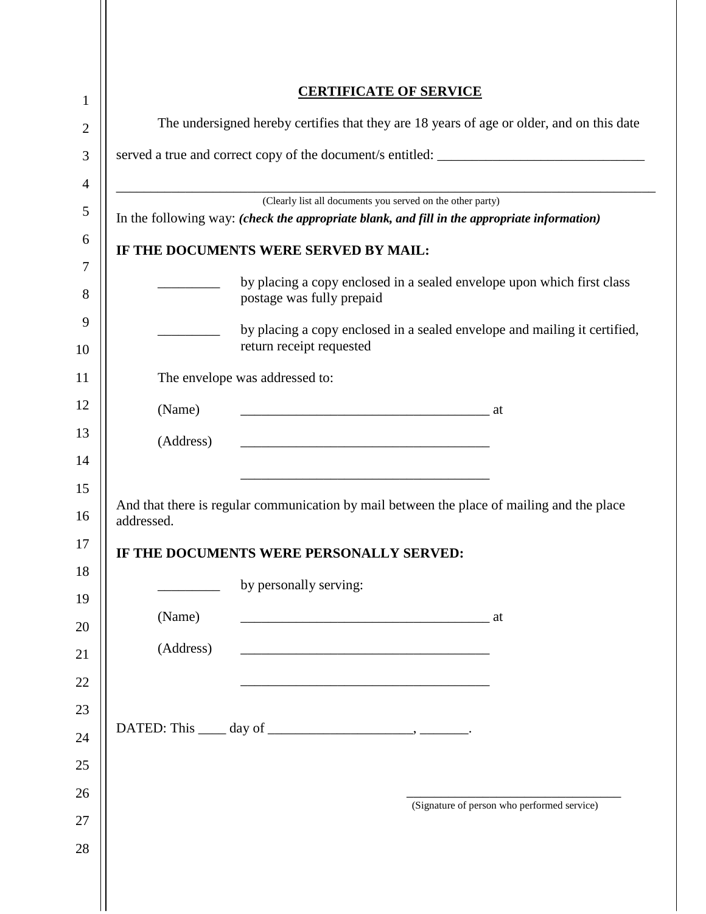## CERTIFICATE OF SERVICE

The undersigned hereby certifies that they are 18 years of age or older, and on this date served a true and correct copy of the document/s entitled: ______________________________

______________________________________________________________________________

(Clearly list all documents you served on the other party)

In the following way: ***(check the appropriate blank, and fill in the appropriate information)***

**IF THE DOCUMENTS WERE SERVED BY MAIL:**

_________ by placing a copy enclosed in a sealed envelope upon which first class postage was fully prepaid

_________ by placing a copy enclosed in a sealed envelope and mailing it certified, return receipt requested

The envelope was addressed to:

(Name) ____________________________________ at

(Address) ____________________________________

____________________________________

And that there is regular communication by mail between the place of mailing and the place addressed.

**IF THE DOCUMENTS WERE PERSONALLY SERVED:**

_________ by personally serving:

(Name) ____________________________________ at

(Address) ____________________________________

____________________________________

DATED: This ____ day of _____________________, _______.

________________________________
(Signature of person who performed service)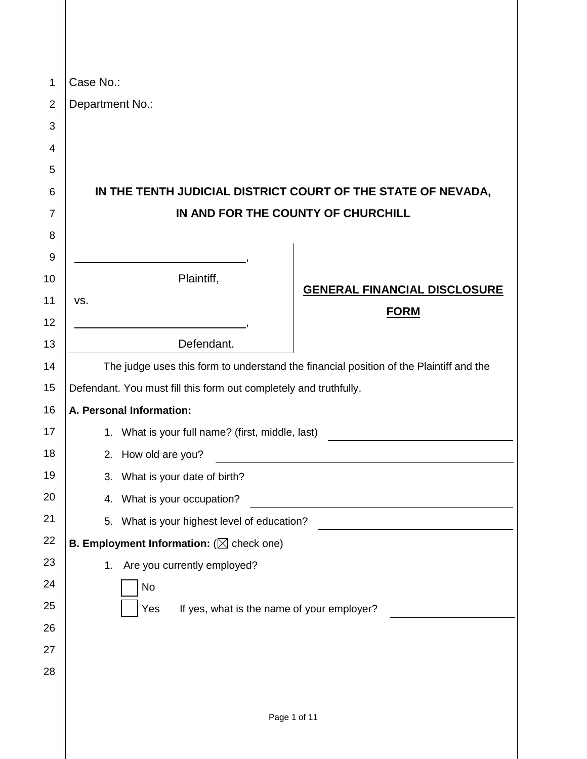Case No.:

Department No.:

**IN THE TENTH JUDICIAL DISTRICT COURT OF THE STATE OF NEVADA,**
**IN AND FOR THE COUNTY OF CHURCHILL**

| | |
|---|---|
| ______________________________, <br> Plaintiff, <br> vs. <br> ______________________________, <br> Defendant. | **GENERAL FINANCIAL DISCLOSURE FORM** |

The judge uses this form to understand the financial position of the Plaintiff and the Defendant. You must fill this form out completely and truthfully.

**A. Personal Information:**

1. What is your full name? (first, middle, last) ______________________________
2. How old are you? ______________________________
3. What is your date of birth? ______________________________
4. What is your occupation? ______________________________
5. What is your highest level of education? ______________________________

**B. Employment Information:** (☒ check one)

1. Are you currently employed?

   ☐ No

   ☐ Yes     If yes, what is the name of your employer? ______________________________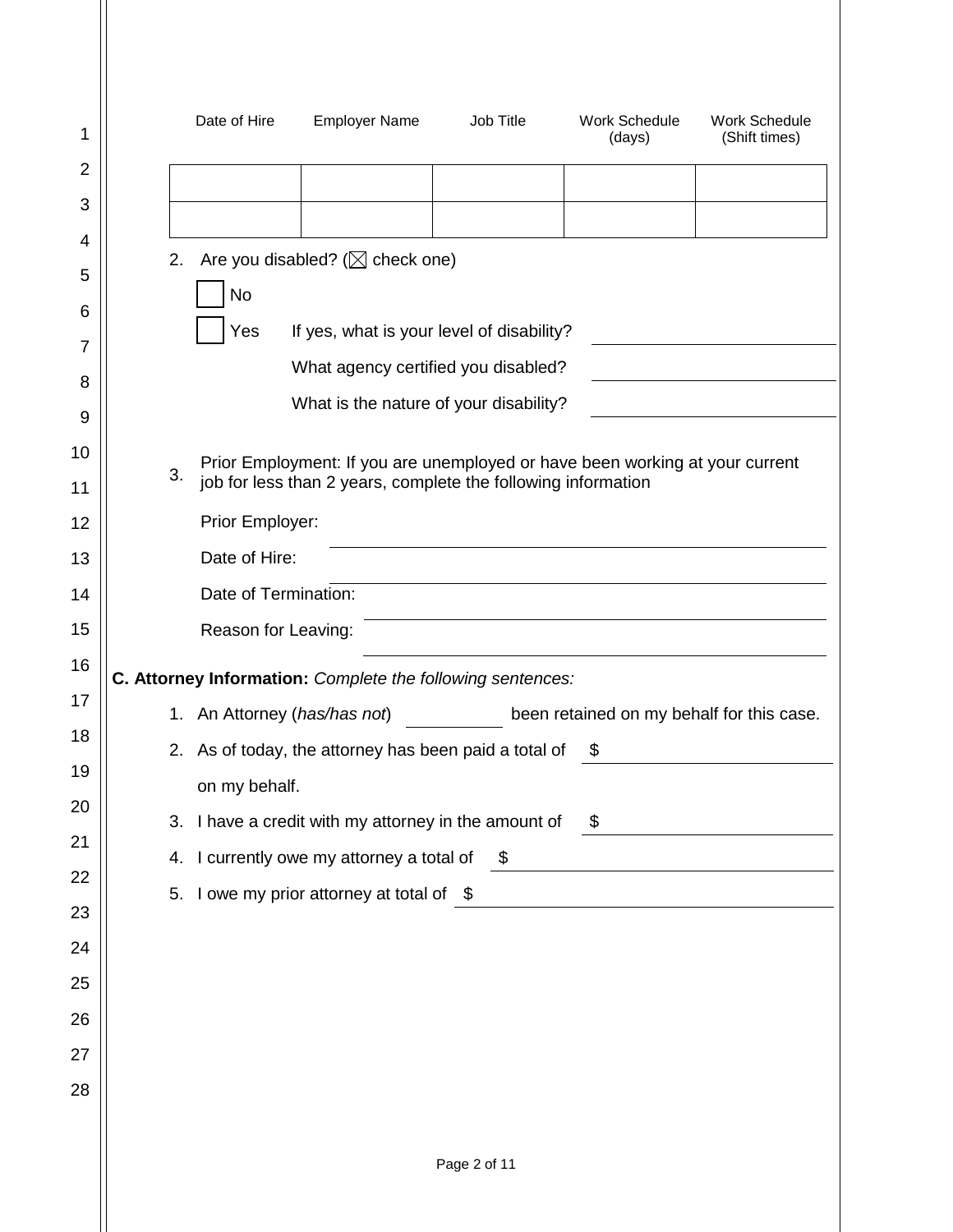| Date of Hire | Employer Name | Job Title | Work Schedule (days) | Work Schedule (Shift times) |
|---|---|---|---|---|
| | | | | |
| | | | | |

2. Are you disabled? (☒ check one)

   ☐ No

   ☐ Yes  If yes, what is your level of disability? ____________________

   What agency certified you disabled? ____________________

   What is the nature of your disability? ____________________

3. Prior Employment: If you are unemployed or have been working at your current job for less than 2 years, complete the following information

   Prior Employer: ____________________

   Date of Hire: ____________________

   Date of Termination: ____________________

   Reason for Leaving: ____________________

**C. Attorney Information:** *Complete the following sentences:*

1. An Attorney (*has/has not*) __________ been retained on my behalf for this case.
2. As of today, the attorney has been paid a total of $ ____________________ on my behalf.
3. I have a credit with my attorney in the amount of $ ____________________
4. I currently owe my attorney a total of $ ____________________
5. I owe my prior attorney at total of $ ____________________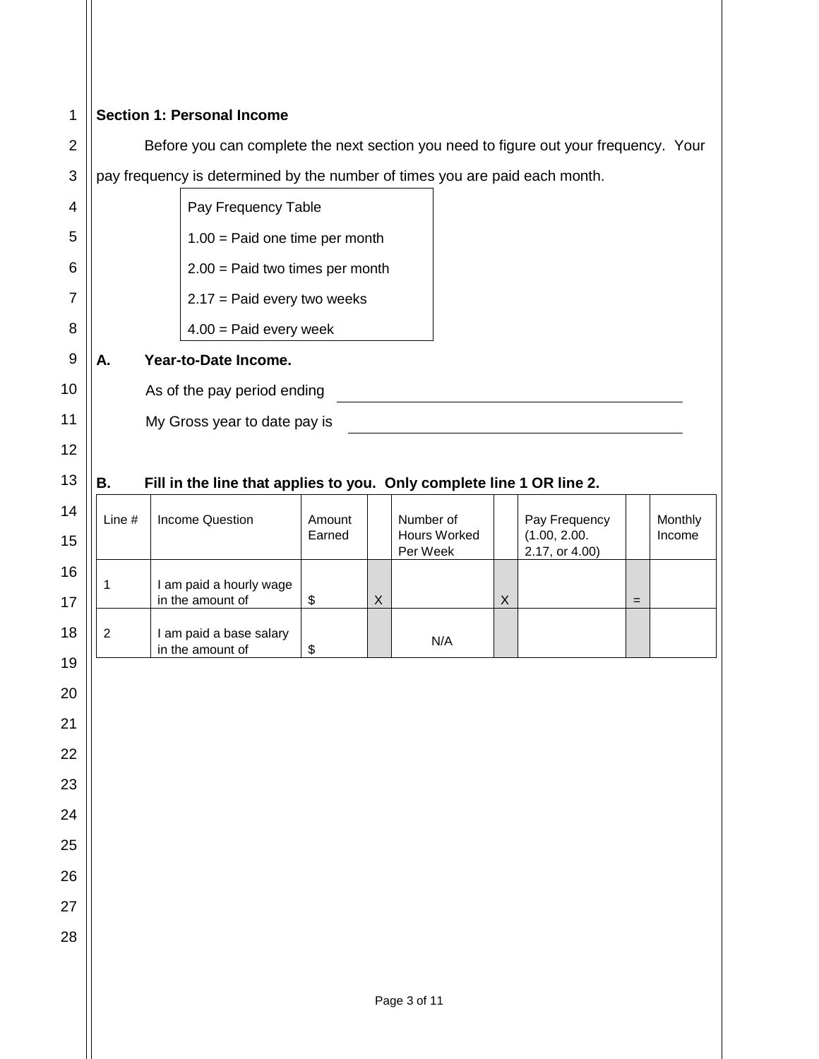**Section 1: Personal Income**

Before you can complete the next section you need to figure out your frequency. Your pay frequency is determined by the number of times you are paid each month.

| Pay Frequency Table |
|---|
| 1.00 = Paid one time per month |
| 2.00 = Paid two times per month |
| 2.17 = Paid every two weeks |
| 4.00 = Paid every week |

**A. Year-to-Date Income.**

As of the pay period ending \_\_\_\_\_\_\_\_\_\_\_\_\_\_\_\_\_\_\_\_\_\_\_\_\_\_\_\_\_\_\_\_\_\_\_\_\_\_\_\_

My Gross year to date pay is \_\_\_\_\_\_\_\_\_\_\_\_\_\_\_\_\_\_\_\_\_\_\_\_\_\_\_\_\_\_\_\_\_\_\_\_\_\_\_\_

**B. Fill in the line that applies to you. Only complete line 1 OR line 2.**

| Line # | Income Question | Amount Earned | | Number of Hours Worked Per Week | | Pay Frequency (1.00, 2.00. 2.17, or 4.00) | | Monthly Income |
|---|---|---|---|---|---|---|---|---|
| 1 | I am paid a hourly wage in the amount of | $ | X | | X | | = | |
| 2 | I am paid a base salary in the amount of | $ | | N/A | | | | |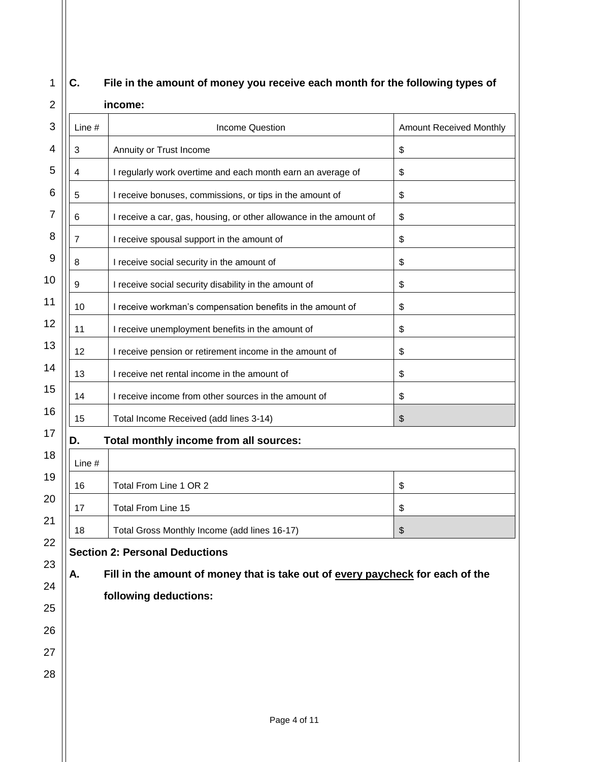**C. File in the amount of money you receive each month for the following types of income:**

| Line # | Income Question | Amount Received Monthly |
|---|---|---|
| 3 | Annuity or Trust Income | $ |
| 4 | I regularly work overtime and each month earn an average of | $ |
| 5 | I receive bonuses, commissions, or tips in the amount of | $ |
| 6 | I receive a car, gas, housing, or other allowance in the amount of | $ |
| 7 | I receive spousal support in the amount of | $ |
| 8 | I receive social security in the amount of | $ |
| 9 | I receive social security disability in the amount of | $ |
| 10 | I receive workman's compensation benefits in the amount of | $ |
| 11 | I receive unemployment benefits in the amount of | $ |
| 12 | I receive pension or retirement income in the amount of | $ |
| 13 | I receive net rental income in the amount of | $ |
| 14 | I receive income from other sources in the amount of | $ |
| 15 | Total Income Received (add lines 3-14) | $ |

**D. Total monthly income from all sources:**

| Line # | | |
|---|---|---|
| 16 | Total From Line 1 OR 2 | $ |
| 17 | Total From Line 15 | $ |
| 18 | Total Gross Monthly Income (add lines 16-17) | $ |

**Section 2: Personal Deductions**

**A. Fill in the amount of money that is take out of every paycheck for each of the following deductions:**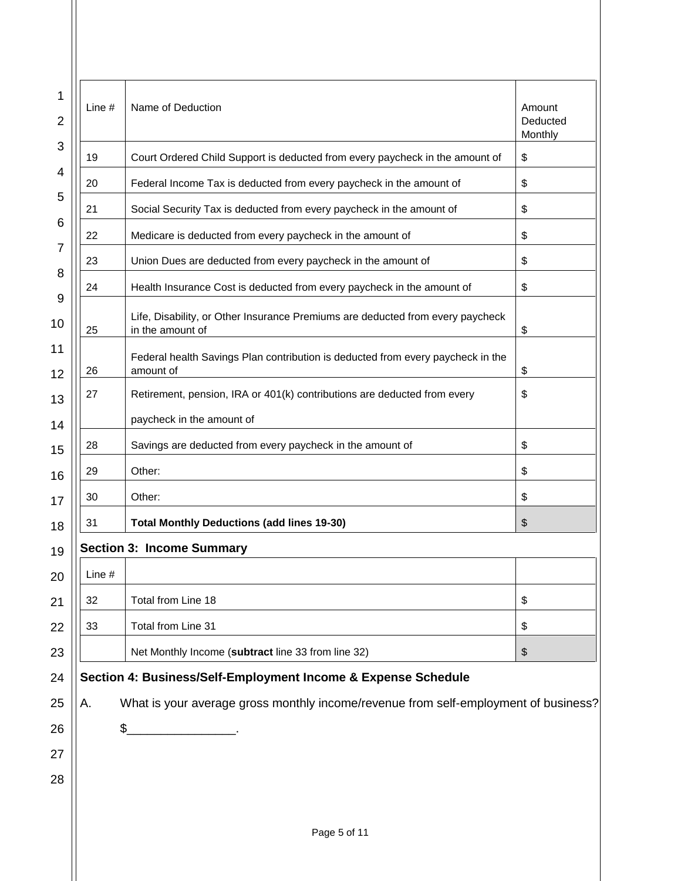| Line # | Name of Deduction | Amount Deducted Monthly |
|---|---|---|
| 19 | Court Ordered Child Support is deducted from every paycheck in the amount of | $ |
| 20 | Federal Income Tax is deducted from every paycheck in the amount of | $ |
| 21 | Social Security Tax is deducted from every paycheck in the amount of | $ |
| 22 | Medicare is deducted from every paycheck in the amount of | $ |
| 23 | Union Dues are deducted from every paycheck in the amount of | $ |
| 24 | Health Insurance Cost is deducted from every paycheck in the amount of | $ |
| 25 | Life, Disability, or Other Insurance Premiums are deducted from every paycheck in the amount of | $ |
| 26 | Federal health Savings Plan contribution is deducted from every paycheck in the amount of | $ |
| 27 | Retirement, pension, IRA or 401(k) contributions are deducted from every paycheck in the amount of | $ |
| 28 | Savings are deducted from every paycheck in the amount of | $ |
| 29 | Other: | $ |
| 30 | Other: | $ |
| 31 | **Total Monthly Deductions (add lines 19-30)** | $ |

### Section 3: Income Summary

| Line # | | |
|---|---|---|
| 32 | Total from Line 18 | $ |
| 33 | Total from Line 31 | $ |
| | Net Monthly Income (**subtract** line 33 from line 32) | $ |

### Section 4: Business/Self-Employment Income & Expense Schedule

A. What is your average gross monthly income/revenue from self-employment of business?

$________________.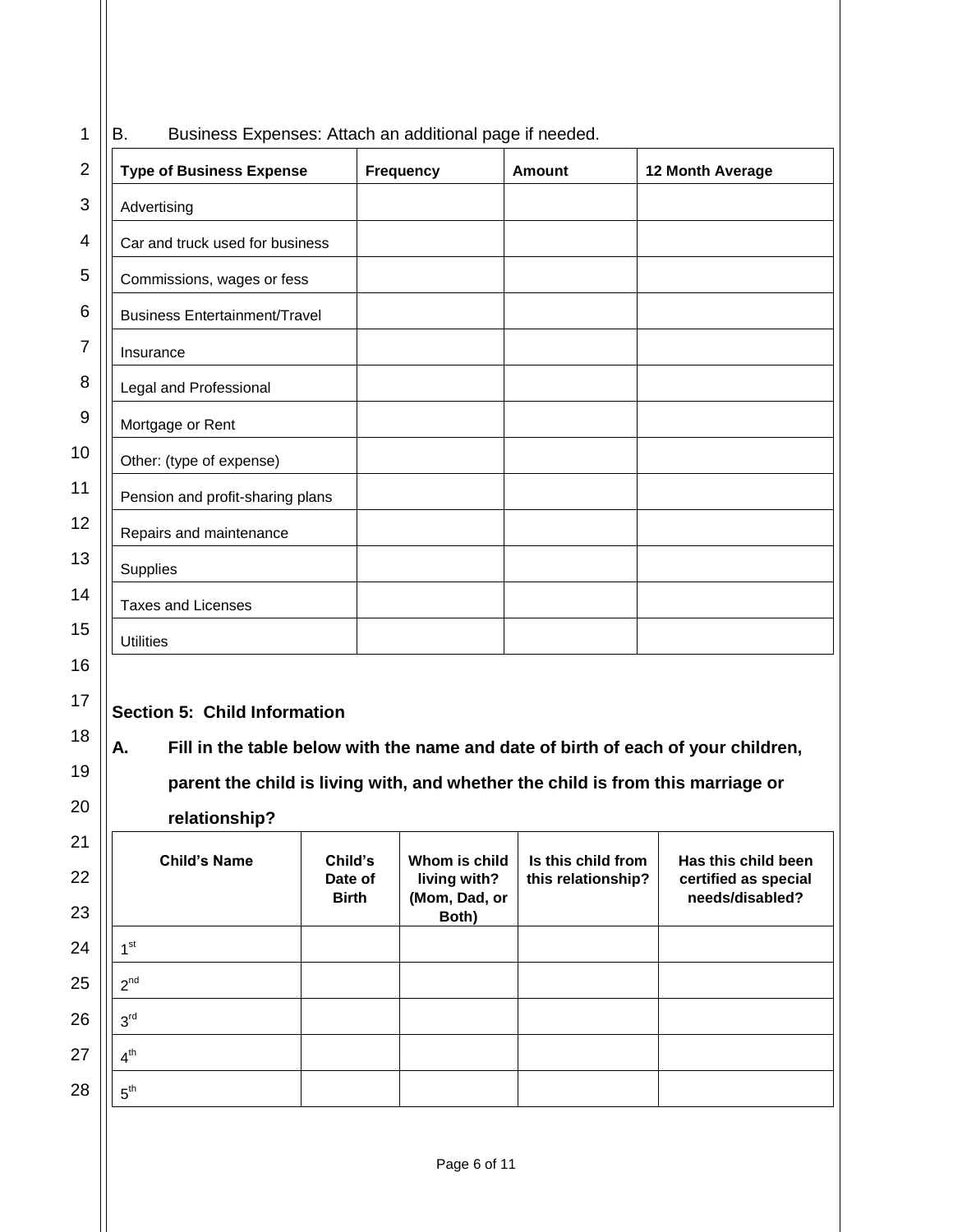B. Business Expenses: Attach an additional page if needed.

| Type of Business Expense | Frequency | Amount | 12 Month Average |
|---|---|---|---|
| Advertising | | | |
| Car and truck used for business | | | |
| Commissions, wages or fess | | | |
| Business Entertainment/Travel | | | |
| Insurance | | | |
| Legal and Professional | | | |
| Mortgage or Rent | | | |
| Other: (type of expense) | | | |
| Pension and profit-sharing plans | | | |
| Repairs and maintenance | | | |
| Supplies | | | |
| Taxes and Licenses | | | |
| Utilities | | | |

**Section 5: Child Information**

**A. Fill in the table below with the name and date of birth of each of your children, parent the child is living with, and whether the child is from this marriage or relationship?**

| Child's Name | Child's Date of Birth | Whom is child living with? (Mom, Dad, or Both) | Is this child from this relationship? | Has this child been certified as special needs/disabled? |
|---|---|---|---|---|
| 1st | | | | |
| 2nd | | | | |
| 3rd | | | | |
| 4th | | | | |
| 5th | | | | |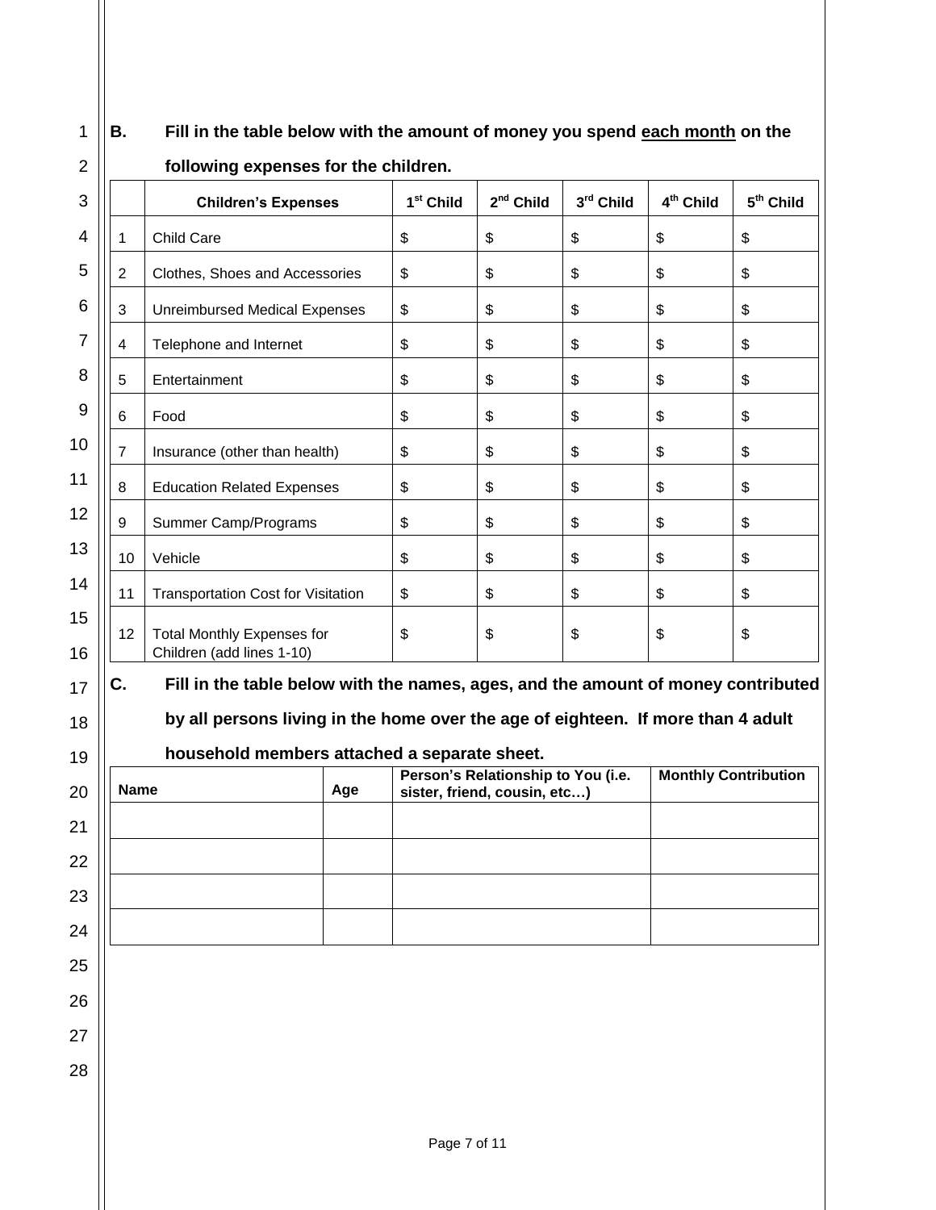**B. Fill in the table below with the amount of money you spend each month on the following expenses for the children.**

| | Children's Expenses | 1st Child | 2nd Child | 3rd Child | 4th Child | 5th Child |
|---|---|---|---|---|---|---|
| 1 | Child Care | $ | $ | $ | $ | $ |
| 2 | Clothes, Shoes and Accessories | $ | $ | $ | $ | $ |
| 3 | Unreimbursed Medical Expenses | $ | $ | $ | $ | $ |
| 4 | Telephone and Internet | $ | $ | $ | $ | $ |
| 5 | Entertainment | $ | $ | $ | $ | $ |
| 6 | Food | $ | $ | $ | $ | $ |
| 7 | Insurance (other than health) | $ | $ | $ | $ | $ |
| 8 | Education Related Expenses | $ | $ | $ | $ | $ |
| 9 | Summer Camp/Programs | $ | $ | $ | $ | $ |
| 10 | Vehicle | $ | $ | $ | $ | $ |
| 11 | Transportation Cost for Visitation | $ | $ | $ | $ | $ |
| 12 | Total Monthly Expenses for Children (add lines 1-10) | $ | $ | $ | $ | $ |

**C. Fill in the table below with the names, ages, and the amount of money contributed by all persons living in the home over the age of eighteen. If more than 4 adult household members attached a separate sheet.**

| Name | Age | Person's Relationship to You (i.e. sister, friend, cousin, etc…) | Monthly Contribution |
|---|---|---|---|
| | | | |
| | | | |
| | | | |
| | | | |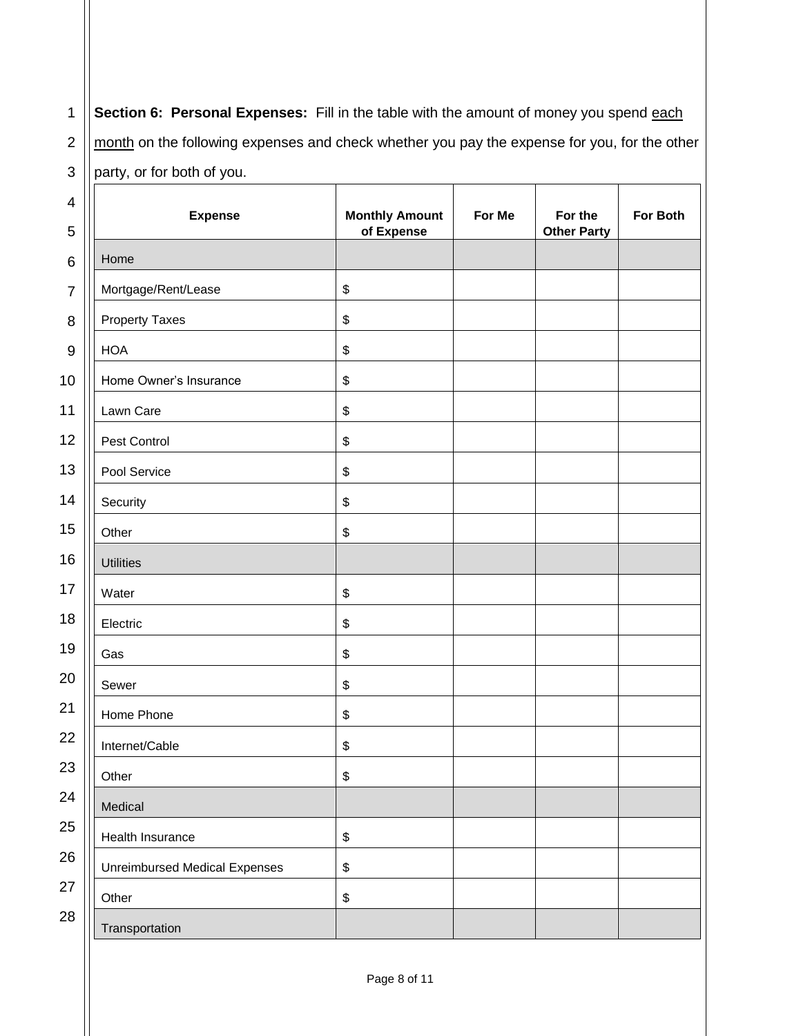**Section 6: Personal Expenses:** Fill in the table with the amount of money you spend <u>each month</u> on the following expenses and check whether you pay the expense for you, for the other party, or for both of you.

| Expense | Monthly Amount of Expense | For Me | For the Other Party | For Both |
|---|---|---|---|---|
| Home | | | | |
| Mortgage/Rent/Lease | $ | | | |
| Property Taxes | $ | | | |
| HOA | $ | | | |
| Home Owner's Insurance | $ | | | |
| Lawn Care | $ | | | |
| Pest Control | $ | | | |
| Pool Service | $ | | | |
| Security | $ | | | |
| Other | $ | | | |
| Utilities | | | | |
| Water | $ | | | |
| Electric | $ | | | |
| Gas | $ | | | |
| Sewer | $ | | | |
| Home Phone | $ | | | |
| Internet/Cable | $ | | | |
| Other | $ | | | |
| Medical | | | | |
| Health Insurance | $ | | | |
| Unreimbursed Medical Expenses | $ | | | |
| Other | $ | | | |
| Transportation | | | | |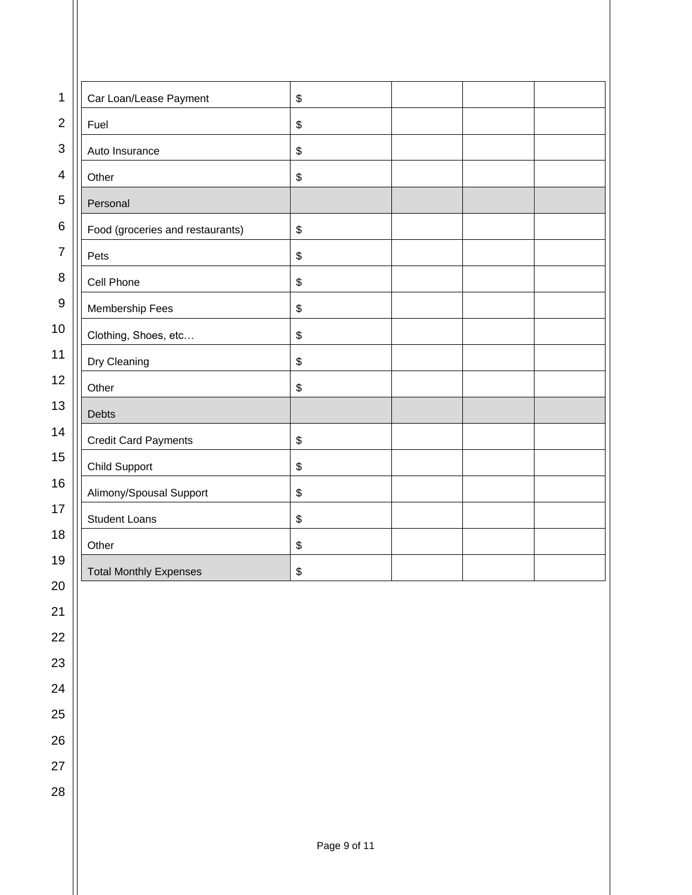| Car Loan/Lease Payment | $ | | | |
|---|---|---|---|---|
| Fuel | $ | | | |
| Auto Insurance | $ | | | |
| Other | $ | | | |
| Personal | | | | |
| Food (groceries and restaurants) | $ | | | |
| Pets | $ | | | |
| Cell Phone | $ | | | |
| Membership Fees | $ | | | |
| Clothing, Shoes, etc… | $ | | | |
| Dry Cleaning | $ | | | |
| Other | $ | | | |
| Debts | | | | |
| Credit Card Payments | $ | | | |
| Child Support | $ | | | |
| Alimony/Spousal Support | $ | | | |
| Student Loans | $ | | | |
| Other | $ | | | |
| Total Monthly Expenses | $ | | | |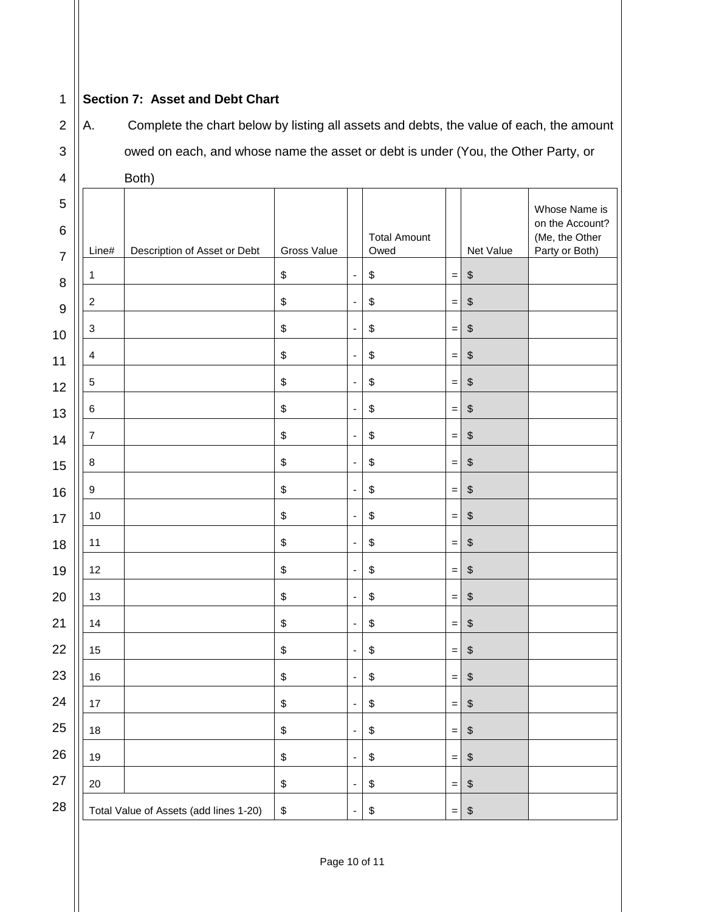**Section 7: Asset and Debt Chart**

A. Complete the chart below by listing all assets and debts, the value of each, the amount owed on each, and whose name the asset or debt is under (You, the Other Party, or Both)

| Line# | Description of Asset or Debt | Gross Value | | Total Amount Owed | | Net Value | Whose Name is on the Account? (Me, the Other Party or Both) |
|---|---|---|---|---|---|---|---|
| 1 | | $ | - | $ | = | $ | |
| 2 | | $ | - | $ | = | $ | |
| 3 | | $ | - | $ | = | $ | |
| 4 | | $ | - | $ | = | $ | |
| 5 | | $ | - | $ | = | $ | |
| 6 | | $ | - | $ | = | $ | |
| 7 | | $ | - | $ | = | $ | |
| 8 | | $ | - | $ | = | $ | |
| 9 | | $ | - | $ | = | $ | |
| 10 | | $ | - | $ | = | $ | |
| 11 | | $ | - | $ | = | $ | |
| 12 | | $ | - | $ | = | $ | |
| 13 | | $ | - | $ | = | $ | |
| 14 | | $ | - | $ | = | $ | |
| 15 | | $ | - | $ | = | $ | |
| 16 | | $ | - | $ | = | $ | |
| 17 | | $ | - | $ | = | $ | |
| 18 | | $ | - | $ | = | $ | |
| 19 | | $ | - | $ | = | $ | |
| 20 | | $ | - | $ | = | $ | |
| Total Value of Assets (add lines 1-20) | | $ | - | $ | = | $ | |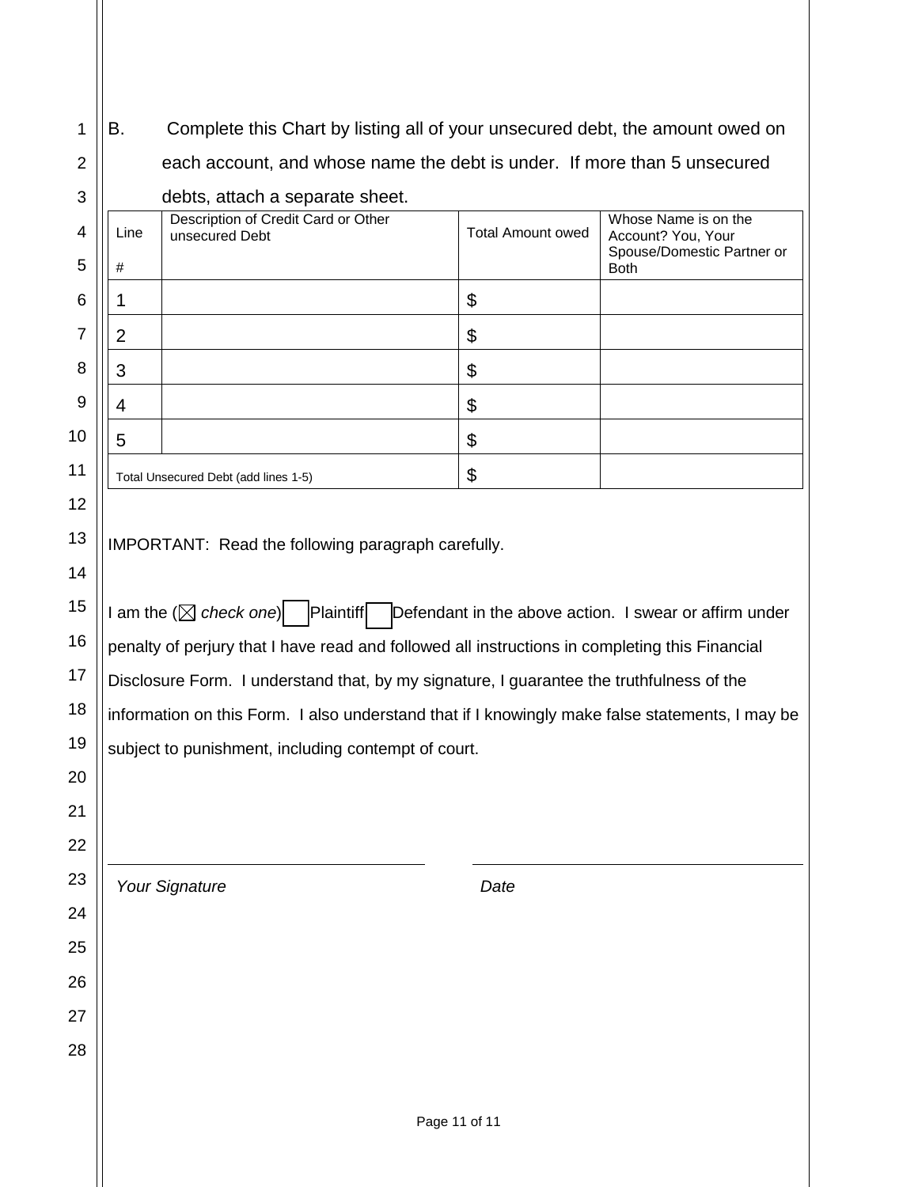B. Complete this Chart by listing all of your unsecured debt, the amount owed on each account, and whose name the debt is under. If more than 5 unsecured debts, attach a separate sheet.

| Line # | Description of Credit Card or Other unsecured Debt | Total Amount owed | Whose Name is on the Account? You, Your Spouse/Domestic Partner or Both |
|---|---|---|---|
| 1 | | $ | |
| 2 | | $ | |
| 3 | | $ | |
| 4 | | $ | |
| 5 | | $ | |
| Total Unsecured Debt (add lines 1-5) | | $ | |

IMPORTANT: Read the following paragraph carefully.

I am the (☒ *check one*) ☐ Plaintiff ☐ Defendant in the above action. I swear or affirm under penalty of perjury that I have read and followed all instructions in completing this Financial Disclosure Form. I understand that, by my signature, I guarantee the truthfulness of the information on this Form. I also understand that if I knowingly make false statements, I may be subject to punishment, including contempt of court.

_______________________________ _______________________________

*Your Signature* *Date*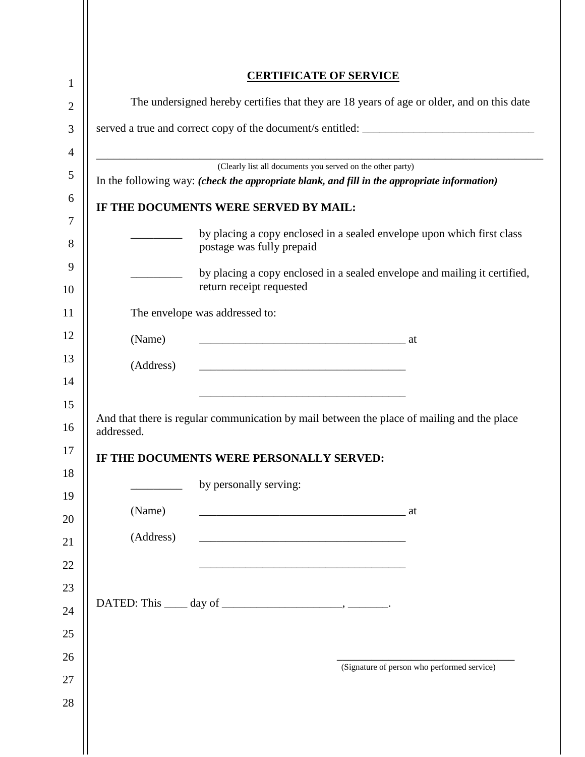**CERTIFICATE OF SERVICE**

The undersigned hereby certifies that they are 18 years of age or older, and on this date served a true and correct copy of the document/s entitled: ______________________________

_______________________________________________________________________________

(Clearly list all documents you served on the other party)

In the following way: ***(check the appropriate blank, and fill in the appropriate information)***

**IF THE DOCUMENTS WERE SERVED BY MAIL:**

_________ by placing a copy enclosed in a sealed envelope upon which first class postage was fully prepaid

_________ by placing a copy enclosed in a sealed envelope and mailing it certified, return receipt requested

The envelope was addressed to:

(Name) ____________________________________ at

(Address) ____________________________________

____________________________________

And that there is regular communication by mail between the place of mailing and the place addressed.

**IF THE DOCUMENTS WERE PERSONALLY SERVED:**

_________ by personally serving:

(Name) ____________________________________ at

(Address) ____________________________________

____________________________________

DATED: This ____ day of _____________________, _______.

________________________________

(Signature of person who performed service)